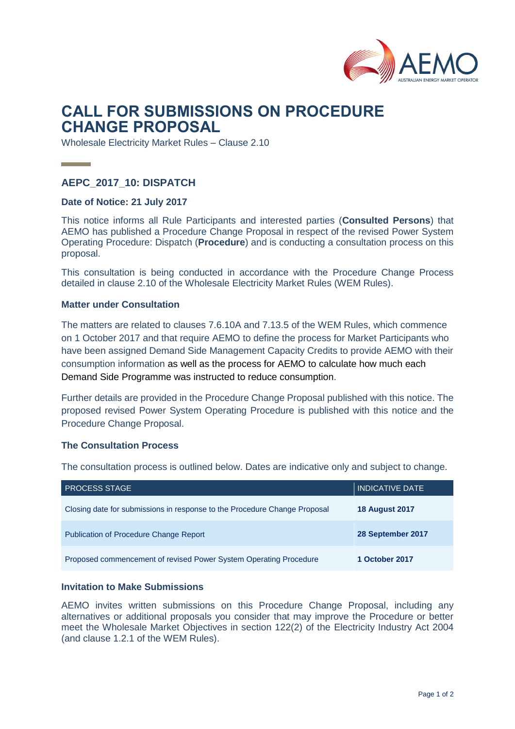# CALL FOR SUBMISSIONS ON PROCEDURE CHANGE PROPOSAL

Wholesale Electricity Market Rules – Clause 2.10

## AEPC_2017_10: DISPATCH

### Date of Notice: 21 July 2017

This notice informs all Rule Participants and interested parties (**Consulted Persons**) that AEMO has published a Procedure Change Proposal in respect of the revised Power System Operating Procedure: Dispatch (**Procedure**) and is conducting a consultation process on this proposal.

This consultation is being conducted in accordance with the Procedure Change Process detailed in clause 2.10 of the Wholesale Electricity Market Rules (WEM Rules).

### Matter under Consultation

The matters are related to clauses 7.6.10A and 7.13.5 of the WEM Rules, which commence on 1 October 2017 and that require AEMO to define the process for Market Participants who have been assigned Demand Side Management Capacity Credits to provide AEMO with their consumption information as well as the process for AEMO to calculate how much each Demand Side Programme was instructed to reduce consumption.

Further details are provided in the Procedure Change Proposal published with this notice. The proposed revised Power System Operating Procedure is published with this notice and the Procedure Change Proposal.

### The Consultation Process

The consultation process is outlined below. Dates are indicative only and subject to change.

| PROCESS STAGE | INDICATIVE DATE |
| --- | --- |
| Closing date for submissions in response to the Procedure Change Proposal | **18 August 2017** |
| Publication of Procedure Change Report | **28 September 2017** |
| Proposed commencement of revised Power System Operating Procedure | **1 October 2017** |

### Invitation to Make Submissions

AEMO invites written submissions on this Procedure Change Proposal, including any alternatives or additional proposals you consider that may improve the Procedure or better meet the Wholesale Market Objectives in section 122(2) of the Electricity Industry Act 2004 (and clause 1.2.1 of the WEM Rules).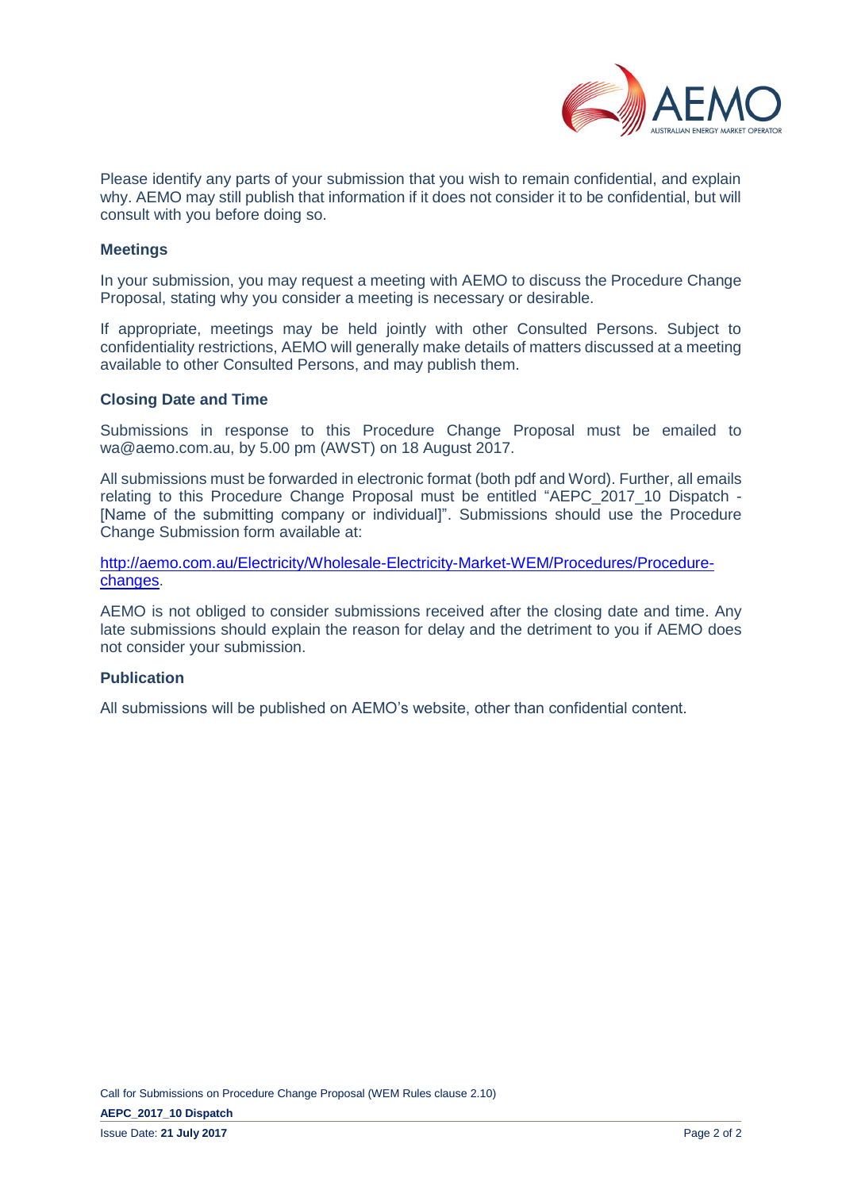Please identify any parts of your submission that you wish to remain confidential, and explain why. AEMO may still publish that information if it does not consider it to be confidential, but will consult with you before doing so.

### Meetings

In your submission, you may request a meeting with AEMO to discuss the Procedure Change Proposal, stating why you consider a meeting is necessary or desirable.

If appropriate, meetings may be held jointly with other Consulted Persons. Subject to confidentiality restrictions, AEMO will generally make details of matters discussed at a meeting available to other Consulted Persons, and may publish them.

### Closing Date and Time

Submissions in response to this Procedure Change Proposal must be emailed to wa@aemo.com.au, by 5.00 pm (AWST) on 18 August 2017.

All submissions must be forwarded in electronic format (both pdf and Word). Further, all emails relating to this Procedure Change Proposal must be entitled "AEPC_2017_10 Dispatch - [Name of the submitting company or individual]". Submissions should use the Procedure Change Submission form available at:

http://aemo.com.au/Electricity/Wholesale-Electricity-Market-WEM/Procedures/Procedure-changes.

AEMO is not obliged to consider submissions received after the closing date and time. Any late submissions should explain the reason for delay and the detriment to you if AEMO does not consider your submission.

### Publication

All submissions will be published on AEMO's website, other than confidential content.